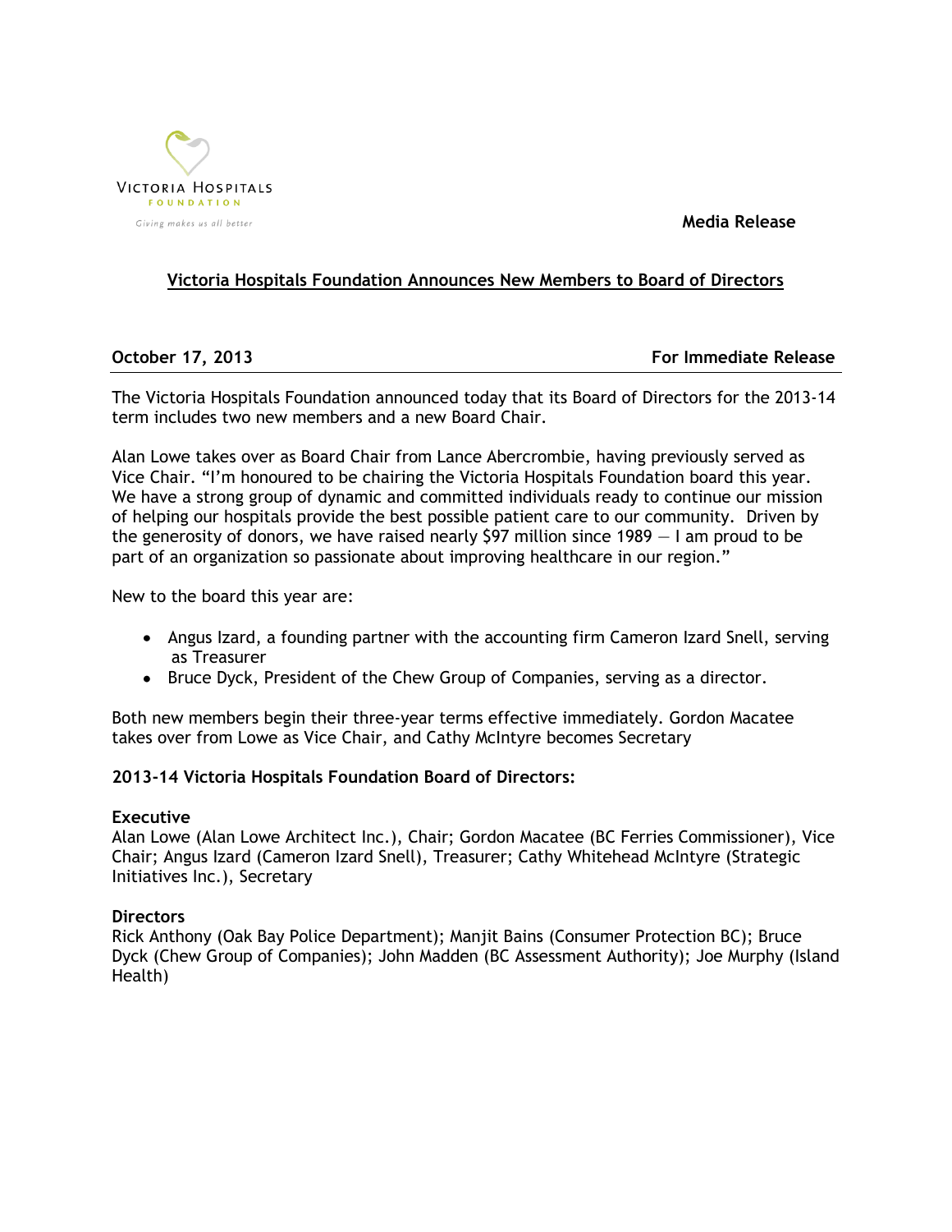VICTORIA HOSPITALS
FOUNDATION
*Giving makes us all better*

**Media Release**

## Victoria Hospitals Foundation Announces New Members to Board of Directors

**October 17, 2013** **For Immediate Release**

The Victoria Hospitals Foundation announced today that its Board of Directors for the 2013-14 term includes two new members and a new Board Chair.

Alan Lowe takes over as Board Chair from Lance Abercrombie, having previously served as Vice Chair. "I'm honoured to be chairing the Victoria Hospitals Foundation board this year. We have a strong group of dynamic and committed individuals ready to continue our mission of helping our hospitals provide the best possible patient care to our community. Driven by the generosity of donors, we have raised nearly $97 million since 1989 — I am proud to be part of an organization so passionate about improving healthcare in our region."

New to the board this year are:

- Angus Izard, a founding partner with the accounting firm Cameron Izard Snell, serving as Treasurer
- Bruce Dyck, President of the Chew Group of Companies, serving as a director.

Both new members begin their three-year terms effective immediately. Gordon Macatee takes over from Lowe as Vice Chair, and Cathy McIntyre becomes Secretary

**2013-14 Victoria Hospitals Foundation Board of Directors:**

**Executive**
Alan Lowe (Alan Lowe Architect Inc.), Chair; Gordon Macatee (BC Ferries Commissioner), Vice Chair; Angus Izard (Cameron Izard Snell), Treasurer; Cathy Whitehead McIntyre (Strategic Initiatives Inc.), Secretary

**Directors**
Rick Anthony (Oak Bay Police Department); Manjit Bains (Consumer Protection BC); Bruce Dyck (Chew Group of Companies); John Madden (BC Assessment Authority); Joe Murphy (Island Health)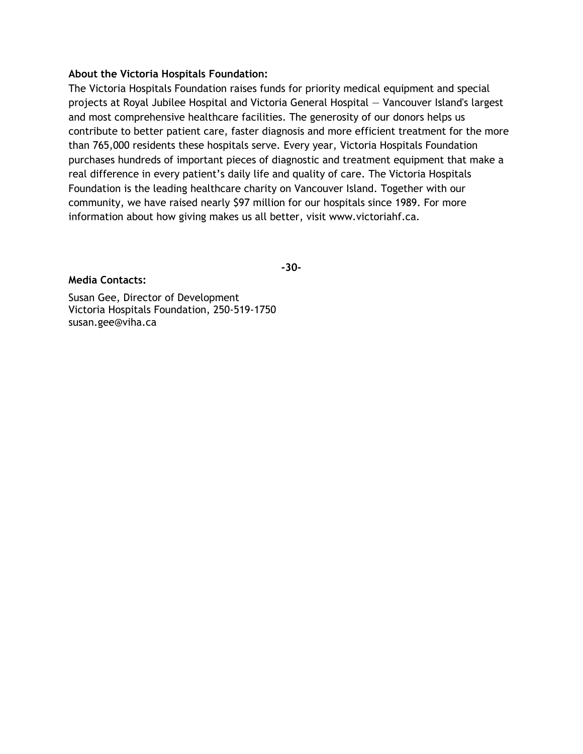**About the Victoria Hospitals Foundation:**

The Victoria Hospitals Foundation raises funds for priority medical equipment and special projects at Royal Jubilee Hospital and Victoria General Hospital — Vancouver Island's largest and most comprehensive healthcare facilities. The generosity of our donors helps us contribute to better patient care, faster diagnosis and more efficient treatment for the more than 765,000 residents these hospitals serve. Every year, Victoria Hospitals Foundation purchases hundreds of important pieces of diagnostic and treatment equipment that make a real difference in every patient's daily life and quality of care. The Victoria Hospitals Foundation is the leading healthcare charity on Vancouver Island. Together with our community, we have raised nearly $97 million for our hospitals since 1989. For more information about how giving makes us all better, visit www.victoriahf.ca.

**-30-**

**Media Contacts:**

Susan Gee, Director of Development
Victoria Hospitals Foundation, 250-519-1750
susan.gee@viha.ca